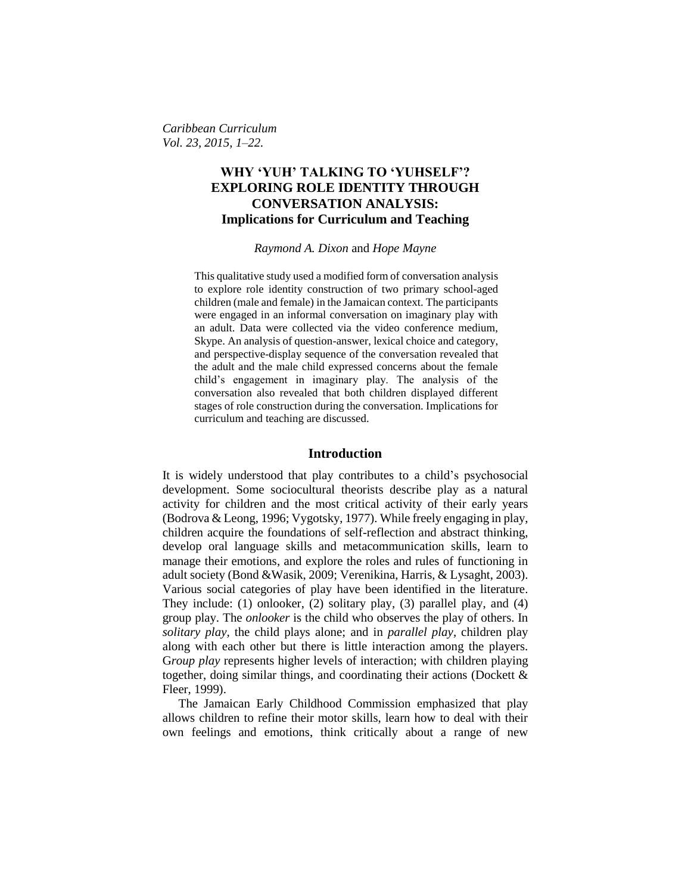# WHY 'YUH' TALKING TO 'YUHSELF'? EXPLORING ROLE IDENTITY THROUGH CONVERSATION ANALYSIS: Implications for Curriculum and Teaching

*Raymond A. Dixon* and *Hope Mayne*

This qualitative study used a modified form of conversation analysis to explore role identity construction of two primary school-aged children (male and female) in the Jamaican context. The participants were engaged in an informal conversation on imaginary play with an adult. Data were collected via the video conference medium, Skype. An analysis of question-answer, lexical choice and category, and perspective-display sequence of the conversation revealed that the adult and the male child expressed concerns about the female child's engagement in imaginary play. The analysis of the conversation also revealed that both children displayed different stages of role construction during the conversation. Implications for curriculum and teaching are discussed.

## Introduction

It is widely understood that play contributes to a child's psychosocial development. Some sociocultural theorists describe play as a natural activity for children and the most critical activity of their early years (Bodrova & Leong, 1996; Vygotsky, 1977). While freely engaging in play, children acquire the foundations of self-reflection and abstract thinking, develop oral language skills and metacommunication skills, learn to manage their emotions, and explore the roles and rules of functioning in adult society (Bond &Wasik, 2009; Verenikina, Harris, & Lysaght, 2003). Various social categories of play have been identified in the literature. They include: (1) onlooker, (2) solitary play, (3) parallel play, and (4) group play. The *onlooker* is the child who observes the play of others. In *solitary play,* the child plays alone; and in *parallel play*, children play along with each other but there is little interaction among the players. G*roup play* represents higher levels of interaction; with children playing together, doing similar things, and coordinating their actions (Dockett & Fleer, 1999).

The Jamaican Early Childhood Commission emphasized that play allows children to refine their motor skills, learn how to deal with their own feelings and emotions, think critically about a range of new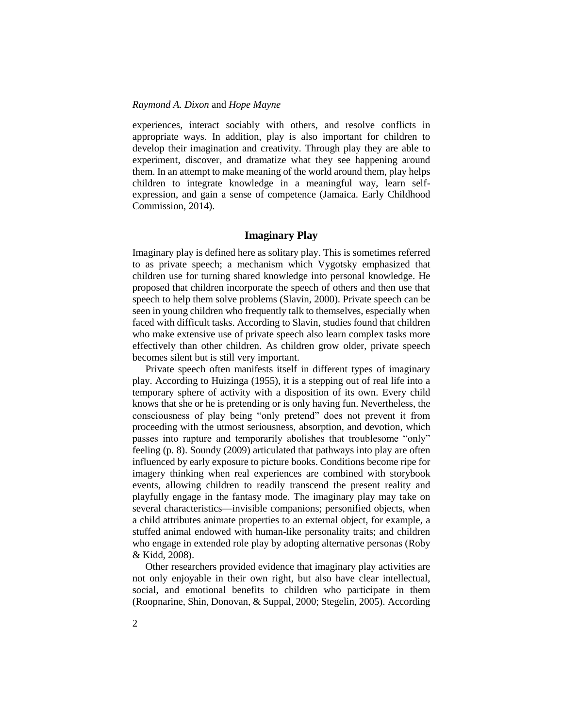experiences, interact sociably with others, and resolve conflicts in appropriate ways. In addition, play is also important for children to develop their imagination and creativity. Through play they are able to experiment, discover, and dramatize what they see happening around them. In an attempt to make meaning of the world around them, play helps children to integrate knowledge in a meaningful way, learn self-expression, and gain a sense of competence (Jamaica. Early Childhood Commission, 2014).

## Imaginary Play

Imaginary play is defined here as solitary play. This is sometimes referred to as private speech; a mechanism which Vygotsky emphasized that children use for turning shared knowledge into personal knowledge. He proposed that children incorporate the speech of others and then use that speech to help them solve problems (Slavin, 2000). Private speech can be seen in young children who frequently talk to themselves, especially when faced with difficult tasks. According to Slavin, studies found that children who make extensive use of private speech also learn complex tasks more effectively than other children. As children grow older, private speech becomes silent but is still very important.

Private speech often manifests itself in different types of imaginary play. According to Huizinga (1955), it is a stepping out of real life into a temporary sphere of activity with a disposition of its own. Every child knows that she or he is pretending or is only having fun. Nevertheless, the consciousness of play being "only pretend" does not prevent it from proceeding with the utmost seriousness, absorption, and devotion, which passes into rapture and temporarily abolishes that troublesome "only" feeling (p. 8). Soundy (2009) articulated that pathways into play are often influenced by early exposure to picture books. Conditions become ripe for imagery thinking when real experiences are combined with storybook events, allowing children to readily transcend the present reality and playfully engage in the fantasy mode. The imaginary play may take on several characteristics—invisible companions; personified objects, when a child attributes animate properties to an external object, for example, a stuffed animal endowed with human-like personality traits; and children who engage in extended role play by adopting alternative personas (Roby & Kidd, 2008).

Other researchers provided evidence that imaginary play activities are not only enjoyable in their own right, but also have clear intellectual, social, and emotional benefits to children who participate in them (Roopnarine, Shin, Donovan, & Suppal, 2000; Stegelin, 2005). According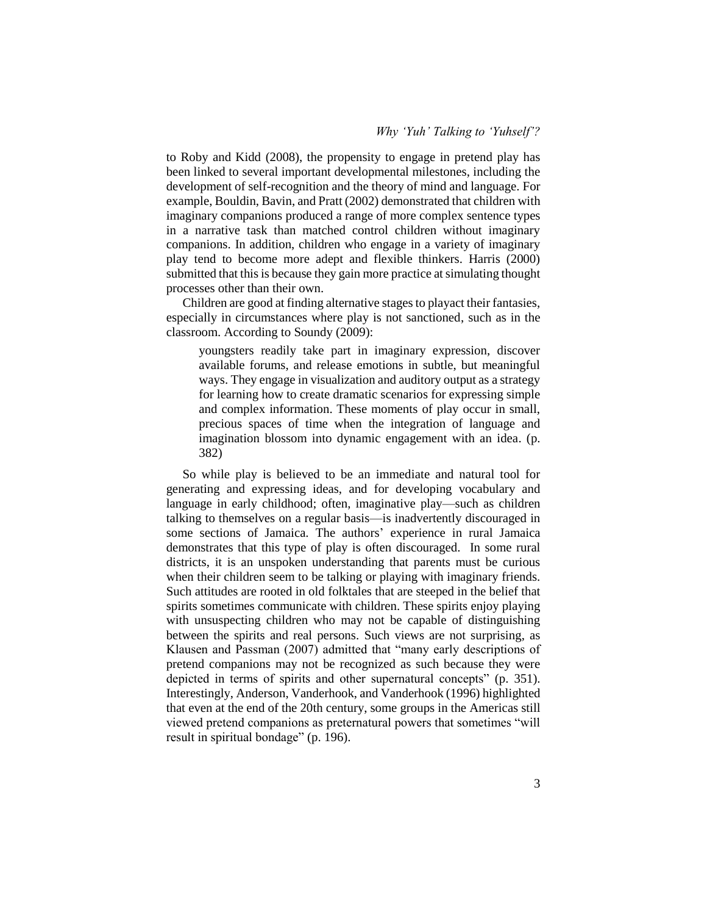to Roby and Kidd (2008), the propensity to engage in pretend play has been linked to several important developmental milestones, including the development of self-recognition and the theory of mind and language. For example, Bouldin, Bavin, and Pratt (2002) demonstrated that children with imaginary companions produced a range of more complex sentence types in a narrative task than matched control children without imaginary companions. In addition, children who engage in a variety of imaginary play tend to become more adept and flexible thinkers. Harris (2000) submitted that this is because they gain more practice at simulating thought processes other than their own.

Children are good at finding alternative stages to playact their fantasies, especially in circumstances where play is not sanctioned, such as in the classroom. According to Soundy (2009):

> youngsters readily take part in imaginary expression, discover available forums, and release emotions in subtle, but meaningful ways. They engage in visualization and auditory output as a strategy for learning how to create dramatic scenarios for expressing simple and complex information. These moments of play occur in small, precious spaces of time when the integration of language and imagination blossom into dynamic engagement with an idea. (p. 382)

So while play is believed to be an immediate and natural tool for generating and expressing ideas, and for developing vocabulary and language in early childhood; often, imaginative play—such as children talking to themselves on a regular basis—is inadvertently discouraged in some sections of Jamaica. The authors' experience in rural Jamaica demonstrates that this type of play is often discouraged. In some rural districts, it is an unspoken understanding that parents must be curious when their children seem to be talking or playing with imaginary friends. Such attitudes are rooted in old folktales that are steeped in the belief that spirits sometimes communicate with children. These spirits enjoy playing with unsuspecting children who may not be capable of distinguishing between the spirits and real persons. Such views are not surprising, as Klausen and Passman (2007) admitted that "many early descriptions of pretend companions may not be recognized as such because they were depicted in terms of spirits and other supernatural concepts" (p. 351). Interestingly, Anderson, Vanderhook, and Vanderhook (1996) highlighted that even at the end of the 20th century, some groups in the Americas still viewed pretend companions as preternatural powers that sometimes "will result in spiritual bondage" (p. 196).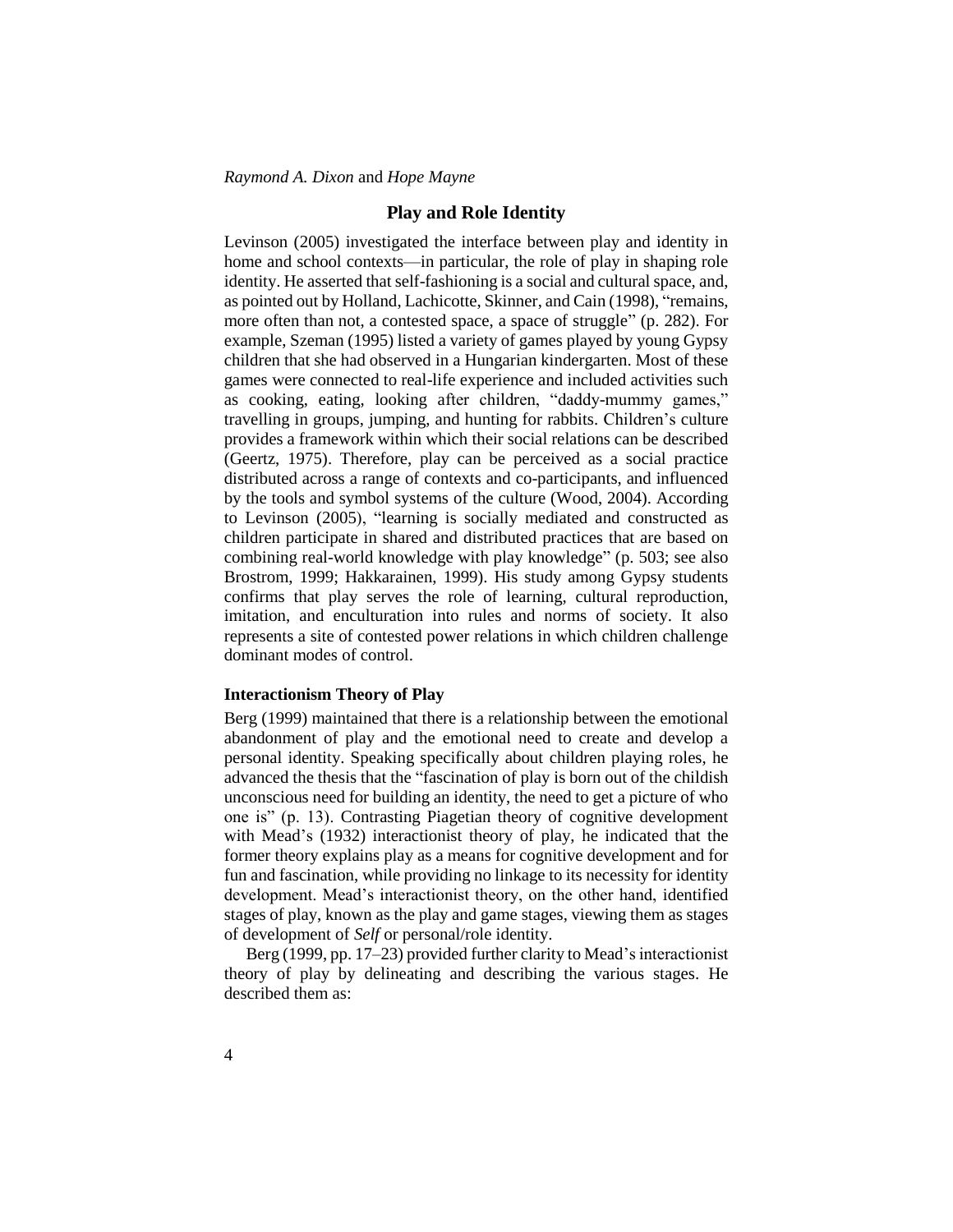## Play and Role Identity

Levinson (2005) investigated the interface between play and identity in home and school contexts—in particular, the role of play in shaping role identity. He asserted that self-fashioning is a social and cultural space, and, as pointed out by Holland, Lachicotte, Skinner, and Cain (1998), "remains, more often than not, a contested space, a space of struggle" (p. 282). For example, Szeman (1995) listed a variety of games played by young Gypsy children that she had observed in a Hungarian kindergarten. Most of these games were connected to real-life experience and included activities such as cooking, eating, looking after children, "daddy-mummy games," travelling in groups, jumping, and hunting for rabbits. Children's culture provides a framework within which their social relations can be described (Geertz, 1975). Therefore, play can be perceived as a social practice distributed across a range of contexts and co-participants, and influenced by the tools and symbol systems of the culture (Wood, 2004). According to Levinson (2005), "learning is socially mediated and constructed as children participate in shared and distributed practices that are based on combining real-world knowledge with play knowledge" (p. 503; see also Brostrom, 1999; Hakkarainen, 1999). His study among Gypsy students confirms that play serves the role of learning, cultural reproduction, imitation, and enculturation into rules and norms of society. It also represents a site of contested power relations in which children challenge dominant modes of control.

### Interactionism Theory of Play

Berg (1999) maintained that there is a relationship between the emotional abandonment of play and the emotional need to create and develop a personal identity. Speaking specifically about children playing roles, he advanced the thesis that the "fascination of play is born out of the childish unconscious need for building an identity, the need to get a picture of who one is" (p. 13). Contrasting Piagetian theory of cognitive development with Mead's (1932) interactionist theory of play, he indicated that the former theory explains play as a means for cognitive development and for fun and fascination, while providing no linkage to its necessity for identity development. Mead's interactionist theory, on the other hand, identified stages of play, known as the play and game stages, viewing them as stages of development of *Self* or personal/role identity.

Berg (1999, pp. 17–23) provided further clarity to Mead's interactionist theory of play by delineating and describing the various stages. He described them as: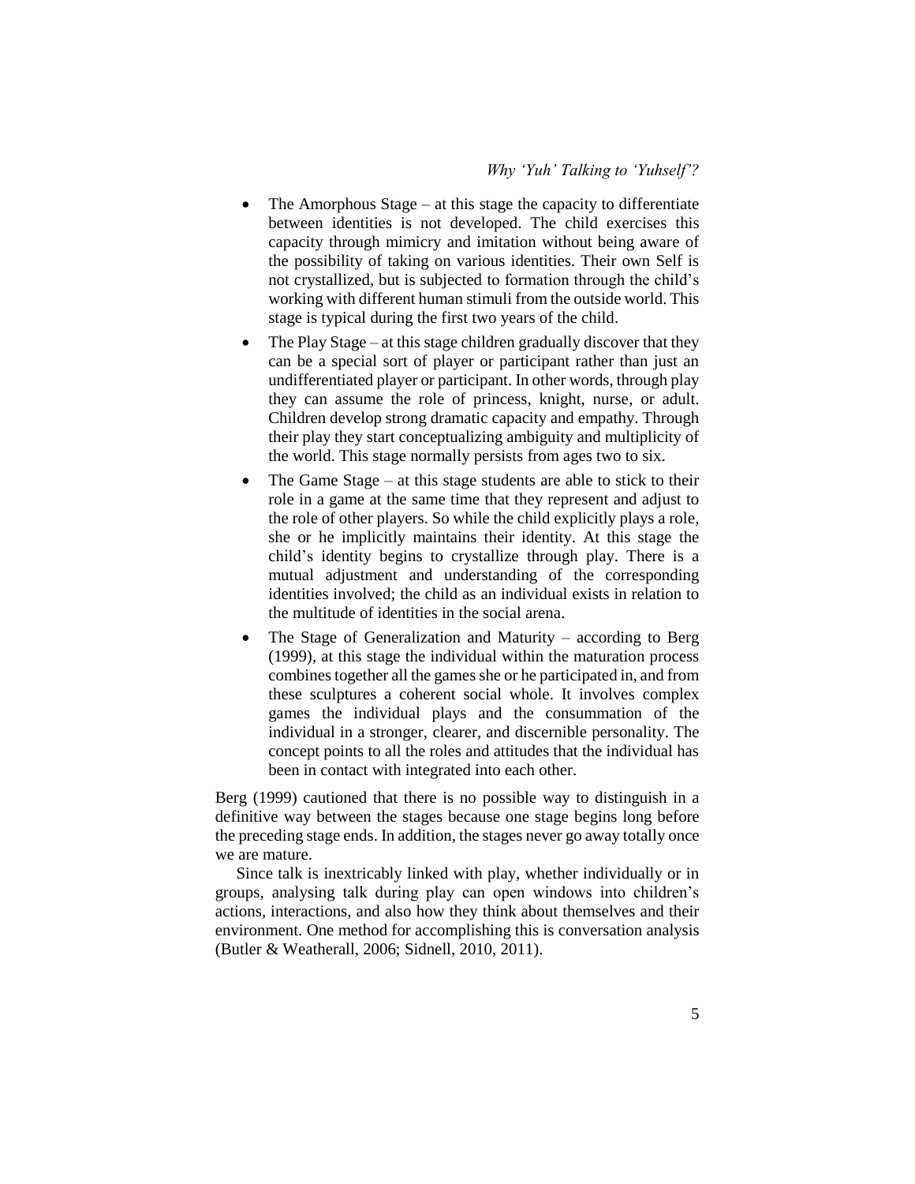- The Amorphous Stage – at this stage the capacity to differentiate between identities is not developed. The child exercises this capacity through mimicry and imitation without being aware of the possibility of taking on various identities. Their own Self is not crystallized, but is subjected to formation through the child's working with different human stimuli from the outside world. This stage is typical during the first two years of the child.
- The Play Stage – at this stage children gradually discover that they can be a special sort of player or participant rather than just an undifferentiated player or participant. In other words, through play they can assume the role of princess, knight, nurse, or adult. Children develop strong dramatic capacity and empathy. Through their play they start conceptualizing ambiguity and multiplicity of the world. This stage normally persists from ages two to six.
- The Game Stage – at this stage students are able to stick to their role in a game at the same time that they represent and adjust to the role of other players. So while the child explicitly plays a role, she or he implicitly maintains their identity. At this stage the child's identity begins to crystallize through play. There is a mutual adjustment and understanding of the corresponding identities involved; the child as an individual exists in relation to the multitude of identities in the social arena.
- The Stage of Generalization and Maturity – according to Berg (1999), at this stage the individual within the maturation process combines together all the games she or he participated in, and from these sculptures a coherent social whole. It involves complex games the individual plays and the consummation of the individual in a stronger, clearer, and discernible personality. The concept points to all the roles and attitudes that the individual has been in contact with integrated into each other.

Berg (1999) cautioned that there is no possible way to distinguish in a definitive way between the stages because one stage begins long before the preceding stage ends. In addition, the stages never go away totally once we are mature.

Since talk is inextricably linked with play, whether individually or in groups, analysing talk during play can open windows into children's actions, interactions, and also how they think about themselves and their environment. One method for accomplishing this is conversation analysis (Butler & Weatherall, 2006; Sidnell, 2010, 2011).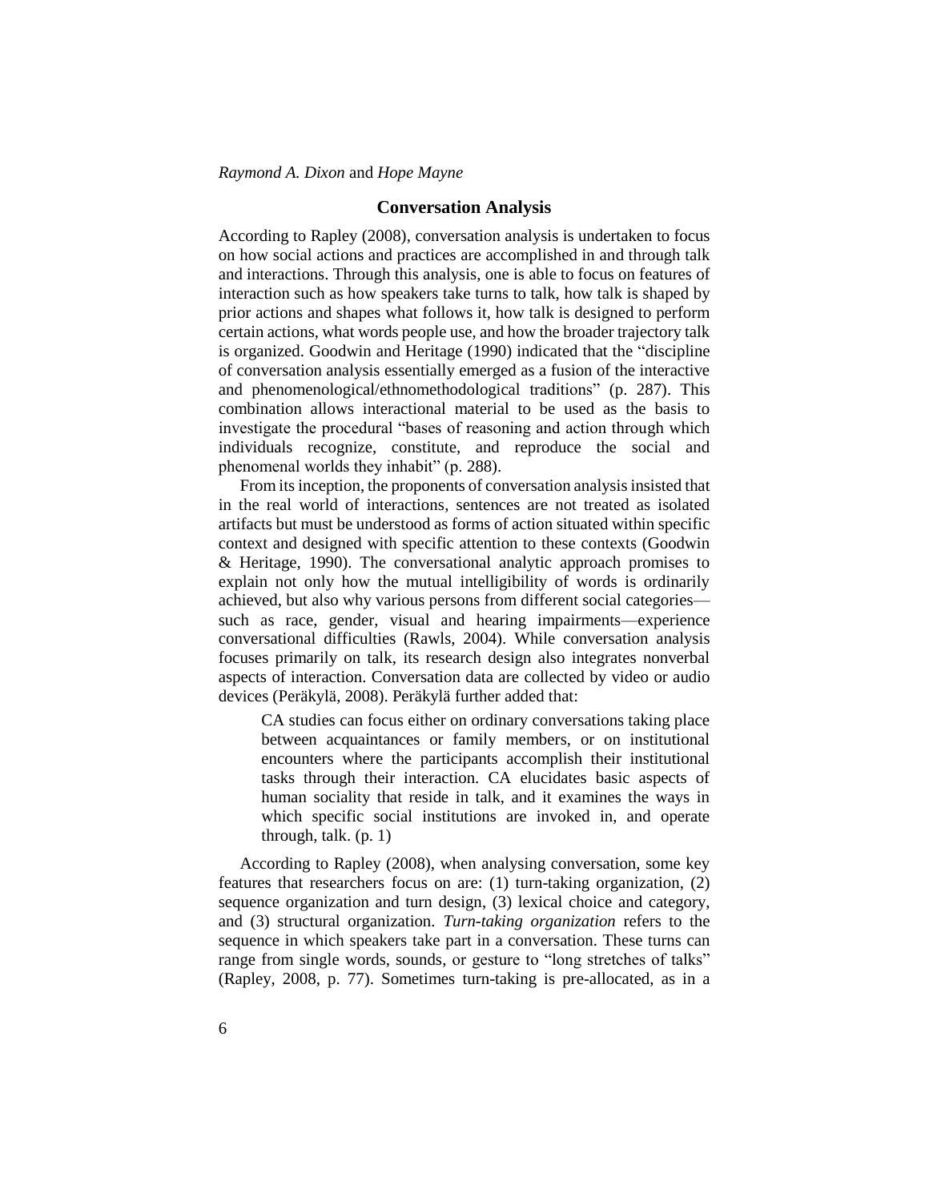## Conversation Analysis

According to Rapley (2008), conversation analysis is undertaken to focus on how social actions and practices are accomplished in and through talk and interactions. Through this analysis, one is able to focus on features of interaction such as how speakers take turns to talk, how talk is shaped by prior actions and shapes what follows it, how talk is designed to perform certain actions, what words people use, and how the broader trajectory talk is organized. Goodwin and Heritage (1990) indicated that the "discipline of conversation analysis essentially emerged as a fusion of the interactive and phenomenological/ethnomethodological traditions" (p. 287). This combination allows interactional material to be used as the basis to investigate the procedural "bases of reasoning and action through which individuals recognize, constitute, and reproduce the social and phenomenal worlds they inhabit" (p. 288).

From its inception, the proponents of conversation analysis insisted that in the real world of interactions, sentences are not treated as isolated artifacts but must be understood as forms of action situated within specific context and designed with specific attention to these contexts (Goodwin & Heritage, 1990). The conversational analytic approach promises to explain not only how the mutual intelligibility of words is ordinarily achieved, but also why various persons from different social categories—such as race, gender, visual and hearing impairments—experience conversational difficulties (Rawls, 2004). While conversation analysis focuses primarily on talk, its research design also integrates nonverbal aspects of interaction. Conversation data are collected by video or audio devices (Peräkylä, 2008). Peräkylä further added that:

> CA studies can focus either on ordinary conversations taking place between acquaintances or family members, or on institutional encounters where the participants accomplish their institutional tasks through their interaction. CA elucidates basic aspects of human sociality that reside in talk, and it examines the ways in which specific social institutions are invoked in, and operate through, talk. (p. 1)

According to Rapley (2008), when analysing conversation, some key features that researchers focus on are: (1) turn-taking organization, (2) sequence organization and turn design, (3) lexical choice and category, and (3) structural organization. *Turn-taking organization* refers to the sequence in which speakers take part in a conversation. These turns can range from single words, sounds, or gesture to "long stretches of talks" (Rapley, 2008, p. 77). Sometimes turn-taking is pre-allocated, as in a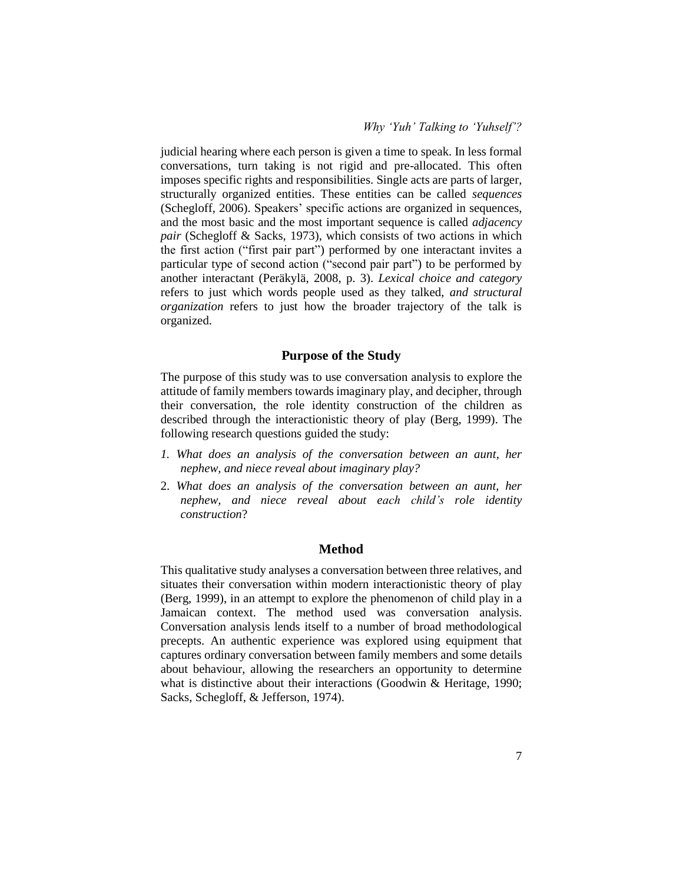judicial hearing where each person is given a time to speak. In less formal conversations, turn taking is not rigid and pre-allocated. This often imposes specific rights and responsibilities. Single acts are parts of larger, structurally organized entities. These entities can be called *sequences* (Schegloff, 2006). Speakers' specific actions are organized in sequences, and the most basic and the most important sequence is called *adjacency pair* (Schegloff & Sacks, 1973), which consists of two actions in which the first action ("first pair part") performed by one interactant invites a particular type of second action ("second pair part") to be performed by another interactant (Peräkylä, 2008, p. 3). *Lexical choice and category* refers to just which words people used as they talked, *and structural organization* refers to just how the broader trajectory of the talk is organized.

## Purpose of the Study

The purpose of this study was to use conversation analysis to explore the attitude of family members towards imaginary play, and decipher, through their conversation, the role identity construction of the children as described through the interactionistic theory of play (Berg, 1999). The following research questions guided the study:

1. *What does an analysis of the conversation between an aunt, her nephew, and niece reveal about imaginary play?*
2. *What does an analysis of the conversation between an aunt, her nephew, and niece reveal about each child's role identity construction*?

## Method

This qualitative study analyses a conversation between three relatives, and situates their conversation within modern interactionistic theory of play (Berg, 1999), in an attempt to explore the phenomenon of child play in a Jamaican context. The method used was conversation analysis. Conversation analysis lends itself to a number of broad methodological precepts. An authentic experience was explored using equipment that captures ordinary conversation between family members and some details about behaviour, allowing the researchers an opportunity to determine what is distinctive about their interactions (Goodwin & Heritage, 1990; Sacks, Schegloff, & Jefferson, 1974).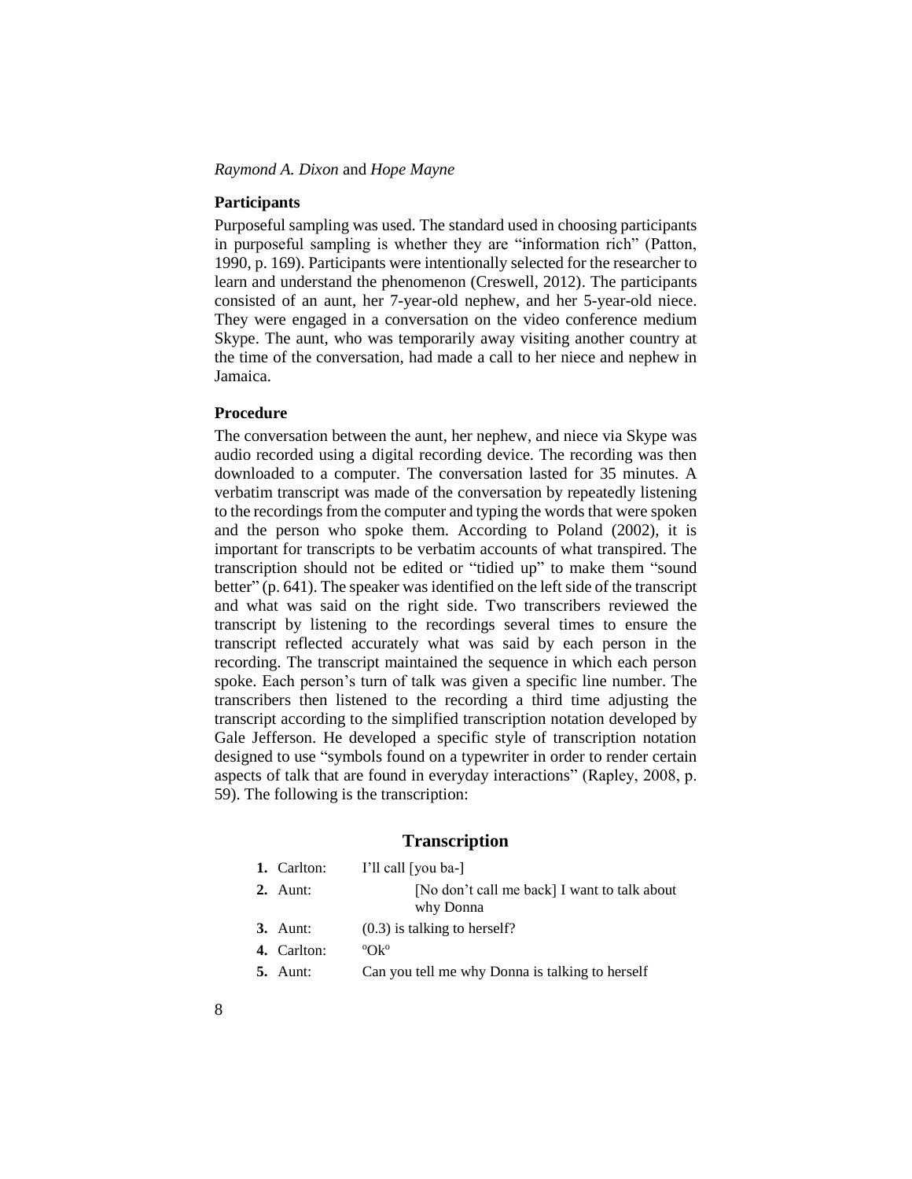### Participants

Purposeful sampling was used. The standard used in choosing participants in purposeful sampling is whether they are "information rich" (Patton, 1990, p. 169). Participants were intentionally selected for the researcher to learn and understand the phenomenon (Creswell, 2012). The participants consisted of an aunt, her 7-year-old nephew, and her 5-year-old niece. They were engaged in a conversation on the video conference medium Skype. The aunt, who was temporarily away visiting another country at the time of the conversation, had made a call to her niece and nephew in Jamaica.

### Procedure

The conversation between the aunt, her nephew, and niece via Skype was audio recorded using a digital recording device. The recording was then downloaded to a computer. The conversation lasted for 35 minutes. A verbatim transcript was made of the conversation by repeatedly listening to the recordings from the computer and typing the words that were spoken and the person who spoke them. According to Poland (2002), it is important for transcripts to be verbatim accounts of what transpired. The transcription should not be edited or "tidied up" to make them "sound better" (p. 641). The speaker was identified on the left side of the transcript and what was said on the right side. Two transcribers reviewed the transcript by listening to the recordings several times to ensure the transcript reflected accurately what was said by each person in the recording. The transcript maintained the sequence in which each person spoke. Each person's turn of talk was given a specific line number. The transcribers then listened to the recording a third time adjusting the transcript according to the simplified transcription notation developed by Gale Jefferson. He developed a specific style of transcription notation designed to use "symbols found on a typewriter in order to render certain aspects of talk that are found in everyday interactions" (Rapley, 2008, p. 59). The following is the transcription:

## Transcription

| | | |
|---|---|---|
| **1.** | Carlton: | I'll call [you ba-] |
| **2.** | Aunt: | [No don't call me back] I want to talk about why Donna |
| **3.** | Aunt: | (0.3) is talking to herself? |
| **4.** | Carlton: | °Ok° |
| **5.** | Aunt: | Can you tell me why Donna is talking to herself |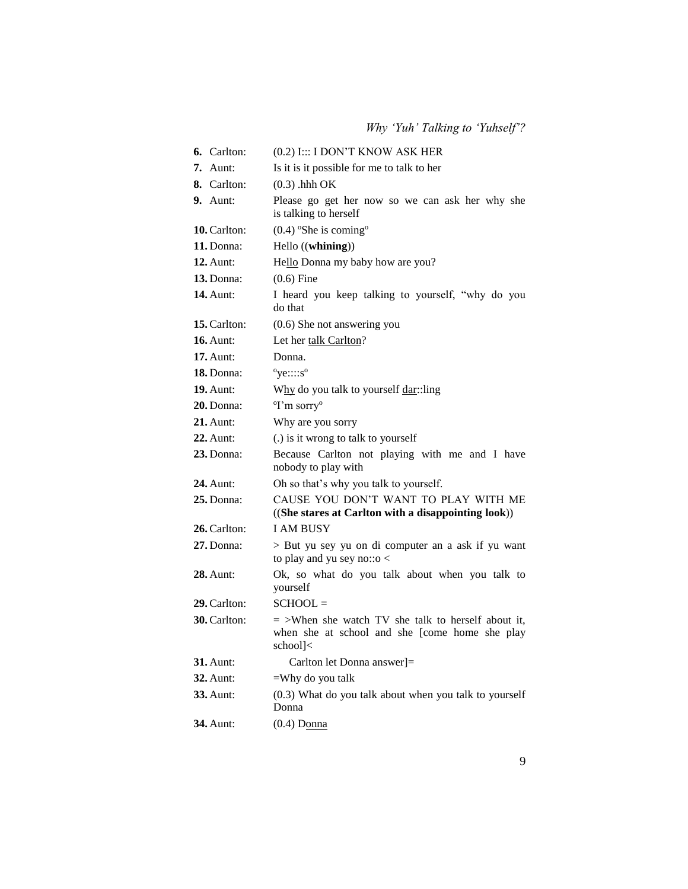| | |
|---|---|
| **6.** Carlton: | (0.2) I::: I DON'T KNOW ASK HER |
| **7.** Aunt: | Is it is it possible for me to talk to her |
| **8.** Carlton: | (0.3) .hhh OK |
| **9.** Aunt: | Please go get her now so we can ask her why she is talking to herself |
| **10.** Carlton: | (0.4) °She is coming° |
| **11.** Donna: | Hello ((**whining**)) |
| **12.** Aunt: | He<u>llo</u> Donna my baby how are you? |
| **13.** Donna: | (0.6) Fine |
| **14.** Aunt: | I heard you keep talking to yourself, "why do you do that |
| **15.** Carlton: | (0.6) She not answering you |
| **16.** Aunt: | Let her <u>talk Carlton</u>? |
| **17.** Aunt: | Donna. |
| **18.** Donna: | °ye::::s° |
| **19.** Aunt: | W<u>hy</u> do you talk to yourself <u>dar</u>::ling |
| **20.** Donna: | °I'm sorry° |
| **21.** Aunt: | Why are you sorry |
| **22.** Aunt: | (.) is it wrong to talk to yourself |
| **23.** Donna: | Because Carlton not playing with me and I have nobody to play with |
| **24.** Aunt: | Oh so that's why you talk to yourself. |
| **25.** Donna: | CAUSE YOU DON'T WANT TO PLAY WITH ME ((**She stares at Carlton with a disappointing look**)) |
| **26.** Carlton: | I AM BUSY |
| **27.** Donna: | > But yu sey yu on di computer an a ask if yu want to play and yu sey no::o < |
| **28.** Aunt: | Ok, so what do you talk about when you talk to yourself |
| **29.** Carlton: | SCHOOL = |
| **30.** Carlton: | = >When she watch TV she talk to herself about it, when she at school and she [come home she play school]< |
| **31.** Aunt: | Carlton let Donna answer]= |
| **32.** Aunt: | =Why do you talk |
| **33.** Aunt: | (0.3) What do you talk about when you talk to yourself Donna |
| **34.** Aunt: | (0.4) D<u>onna</u> |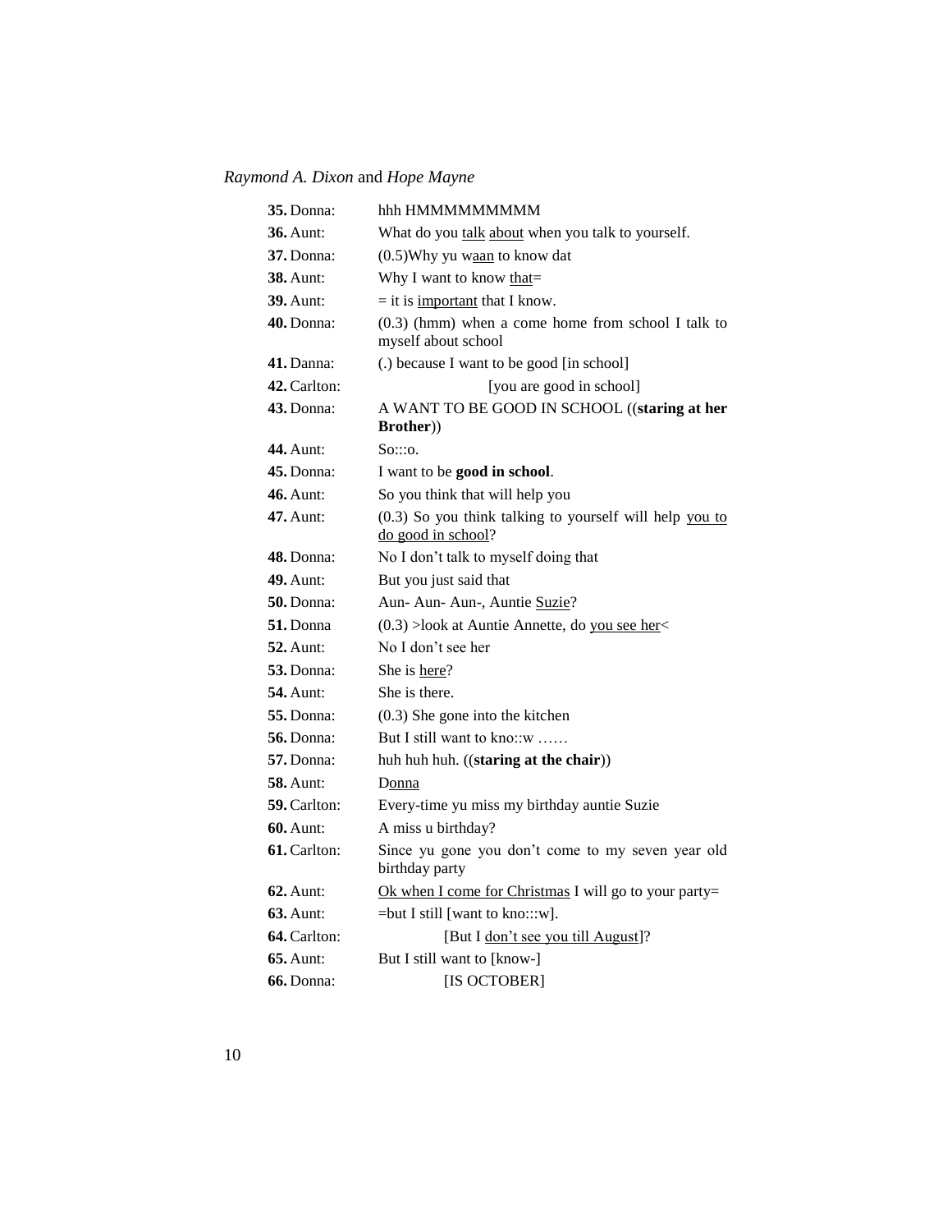| | |
|---|---|
| **35.** Donna: | hhh HMMMMMMMMM |
| **36.** Aunt: | What do you talk about when you talk to yourself. |
| **37.** Donna: | (0.5)Why yu waan to know dat |
| **38.** Aunt: | Why I want to know that= |
| **39.** Aunt: | = it is important that I know. |
| **40.** Donna: | (0.3) (hmm) when a come home from school I talk to myself about school |
| **41.** Danna: | (.) because I want to be good [in school] |
| **42.** Carlton: | [you are good in school] |
| **43.** Donna: | A WANT TO BE GOOD IN SCHOOL ((**staring at her Brother**)) |
| **44.** Aunt: | So:::o. |
| **45.** Donna: | I want to be **good in school**. |
| **46.** Aunt: | So you think that will help you |
| **47.** Aunt: | (0.3) So you think talking to yourself will help you to do good in school? |
| **48.** Donna: | No I don't talk to myself doing that |
| **49.** Aunt: | But you just said that |
| **50.** Donna: | Aun- Aun- Aun-, Auntie Suzie? |
| **51.** Donna | (0.3) >look at Auntie Annette, do you see her< |
| **52.** Aunt: | No I don't see her |
| **53.** Donna: | She is here? |
| **54.** Aunt: | She is there. |
| **55.** Donna: | (0.3) She gone into the kitchen |
| **56.** Donna: | But I still want to kno::w …… |
| **57.** Donna: | huh huh huh. ((**staring at the chair**)) |
| **58.** Aunt: | Donna |
| **59.** Carlton: | Every-time yu miss my birthday auntie Suzie |
| **60.** Aunt: | A miss u birthday? |
| **61.** Carlton: | Since yu gone you don't come to my seven year old birthday party |
| **62.** Aunt: | Ok when I come for Christmas I will go to your party= |
| **63.** Aunt: | =but I still [want to kno:::w]. |
| **64.** Carlton: | [But I don't see you till August]? |
| **65.** Aunt: | But I still want to [know-] |
| **66.** Donna: | [IS OCTOBER] |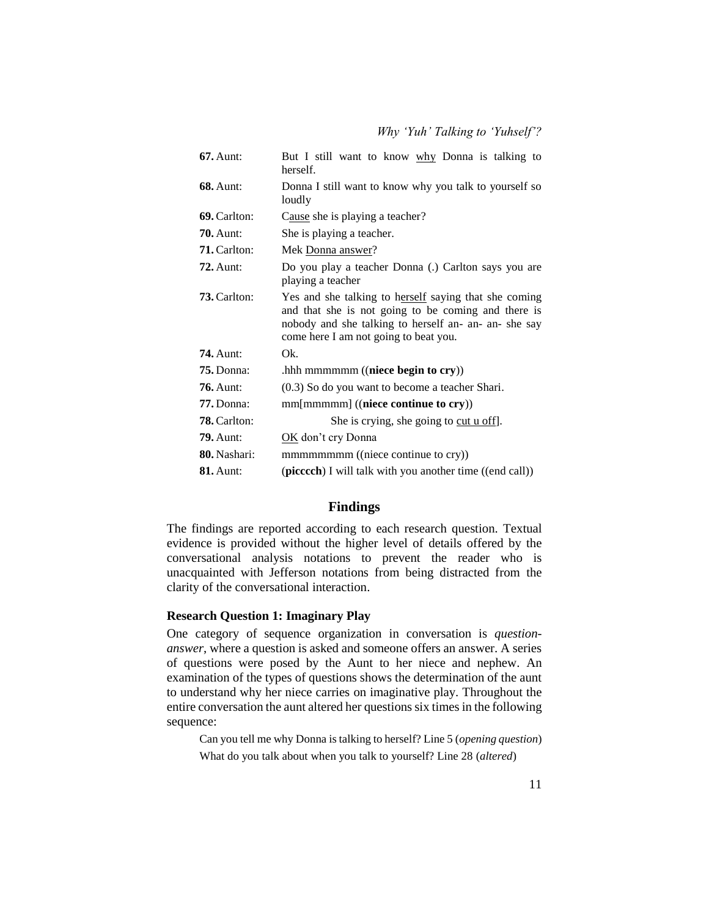| | |
|---|---|
| **67.** Aunt: | But I still want to know <u>why</u> Donna is talking to herself. |
| **68.** Aunt: | Donna I still want to know why you talk to yourself so loudly |
| **69.** Carlton: | C<u>ause</u> she is playing a teacher? |
| **70.** Aunt: | She is playing a teacher. |
| **71.** Carlton: | Mek <u>Donna answer</u>? |
| **72.** Aunt: | Do you play a teacher Donna (.) Carlton says you are playing a teacher |
| **73.** Carlton: | Yes and she talking to h<u>erself</u> saying that she coming and that she is not going to be coming and there is nobody and she talking to herself an- an- an- she say come here I am not going to beat you. |
| **74.** Aunt: | Ok. |
| **75.** Donna: | .hhh mmmmmm ((**niece begin to cry**)) |
| **76.** Aunt: | (0.3) So do you want to become a teacher Shari. |
| **77.** Donna: | mm[mmmmm] ((**niece continue to cry**)) |
| **78.** Carlton: | She is crying, she going to <u>cut u off</u>]. |
| **79.** Aunt: | <u>OK</u> don't cry Donna |
| **80.** Nashari: | mmmmmmmm ((niece continue to cry)) |
| **81.** Aunt: | (**picccch**) I will talk with you another time ((end call)) |

## Findings

The findings are reported according to each research question. Textual evidence is provided without the higher level of details offered by the conversational analysis notations to prevent the reader who is unacquainted with Jefferson notations from being distracted from the clarity of the conversational interaction.

### Research Question 1: Imaginary Play

One category of sequence organization in conversation is *question-answer*, where a question is asked and someone offers an answer. A series of questions were posed by the Aunt to her niece and nephew. An examination of the types of questions shows the determination of the aunt to understand why her niece carries on imaginative play. Throughout the entire conversation the aunt altered her questions six times in the following sequence:

> Can you tell me why Donna is talking to herself? Line 5 (*opening question*)
>
> What do you talk about when you talk to yourself? Line 28 (*altered*)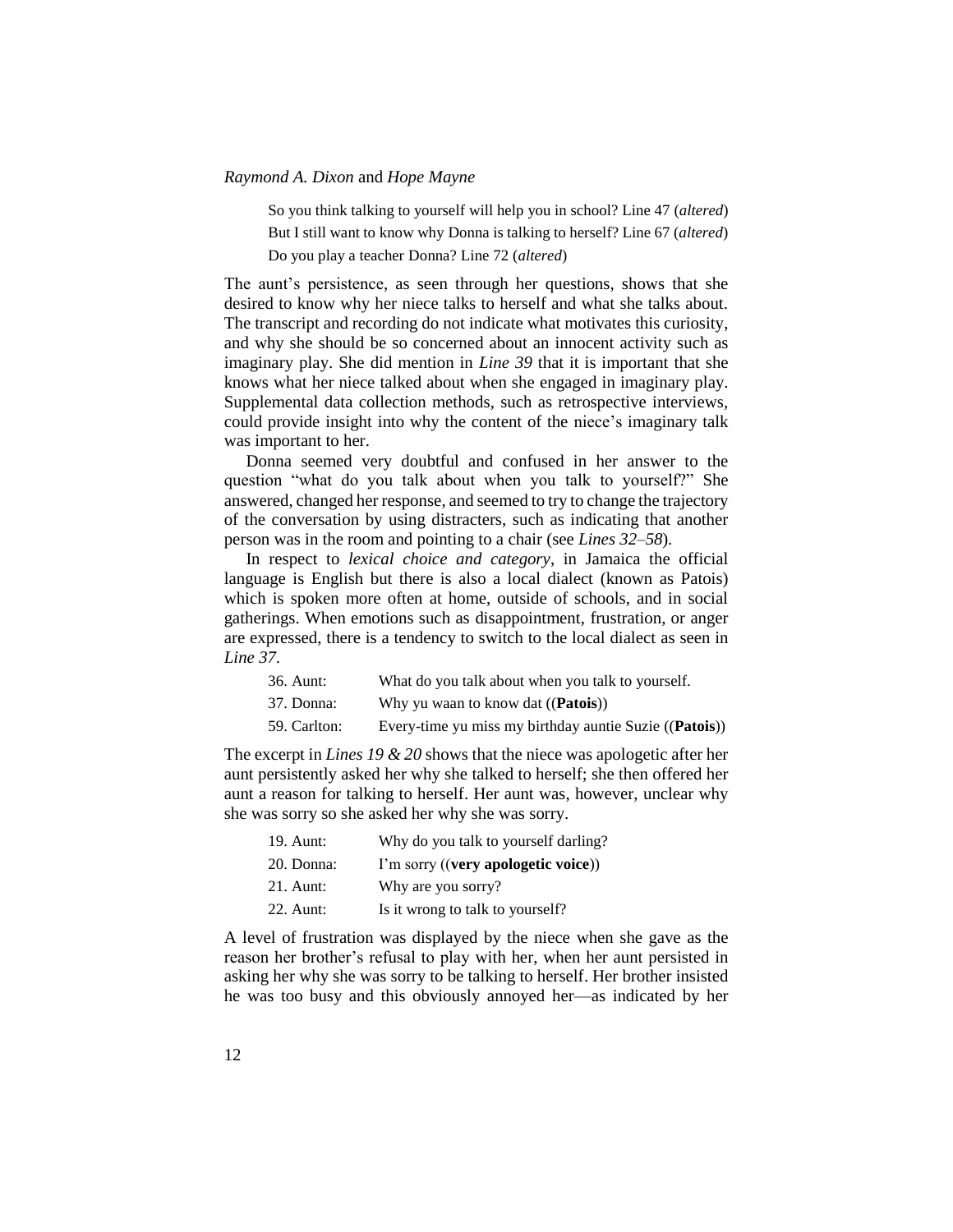So you think talking to yourself will help you in school? Line 47 (*altered*)
But I still want to know why Donna is talking to herself? Line 67 (*altered*)
Do you play a teacher Donna? Line 72 (*altered*)

The aunt's persistence, as seen through her questions, shows that she desired to know why her niece talks to herself and what she talks about. The transcript and recording do not indicate what motivates this curiosity, and why she should be so concerned about an innocent activity such as imaginary play. She did mention in *Line 39* that it is important that she knows what her niece talked about when she engaged in imaginary play. Supplemental data collection methods, such as retrospective interviews, could provide insight into why the content of the niece's imaginary talk was important to her.

Donna seemed very doubtful and confused in her answer to the question "what do you talk about when you talk to yourself?" She answered, changed her response, and seemed to try to change the trajectory of the conversation by using distracters, such as indicating that another person was in the room and pointing to a chair (see *Lines 32–58*).

In respect to *lexical choice and category*, in Jamaica the official language is English but there is also a local dialect (known as Patois) which is spoken more often at home, outside of schools, and in social gatherings. When emotions such as disappointment, frustration, or anger are expressed, there is a tendency to switch to the local dialect as seen in *Line 37*.

| | |
|---|---|
| 36. Aunt: | What do you talk about when you talk to yourself. |
| 37. Donna: | Why yu waan to know dat ((**Patois**)) |
| 59. Carlton: | Every-time yu miss my birthday auntie Suzie ((**Patois**)) |

The excerpt in *Lines 19 & 20* shows that the niece was apologetic after her aunt persistently asked her why she talked to herself; she then offered her aunt a reason for talking to herself. Her aunt was, however, unclear why she was sorry so she asked her why she was sorry.

| | |
|---|---|
| 19. Aunt: | Why do you talk to yourself darling? |
| 20. Donna: | I'm sorry ((**very apologetic voice**)) |
| 21. Aunt: | Why are you sorry? |
| 22. Aunt: | Is it wrong to talk to yourself? |

A level of frustration was displayed by the niece when she gave as the reason her brother's refusal to play with her, when her aunt persisted in asking her why she was sorry to be talking to herself. Her brother insisted he was too busy and this obviously annoyed her—as indicated by her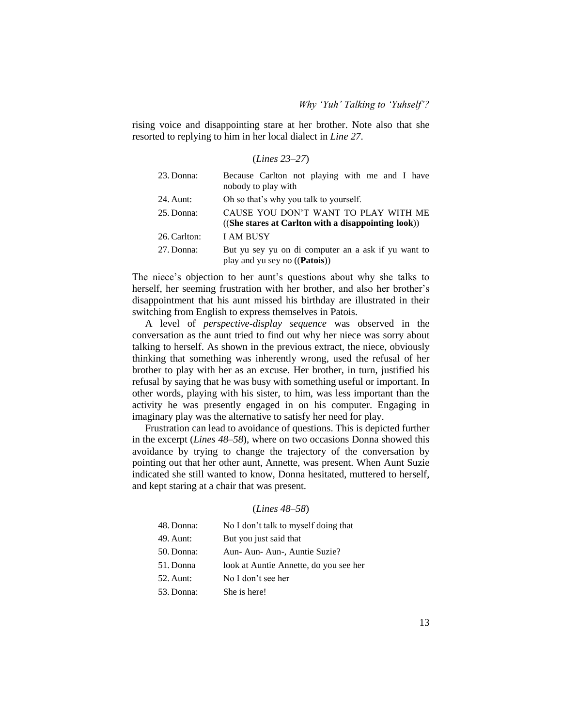rising voice and disappointing stare at her brother. Note also that she resorted to replying to him in her local dialect in *Line 27*.

(*Lines 23–27*)

| | |
|---|---|
| 23. Donna: | Because Carlton not playing with me and I have nobody to play with |
| 24. Aunt: | Oh so that's why you talk to yourself. |
| 25. Donna: | CAUSE YOU DON'T WANT TO PLAY WITH ME ((**She stares at Carlton with a disappointing look**)) |
| 26. Carlton: | I AM BUSY |
| 27. Donna: | But yu sey yu on di computer an a ask if yu want to play and yu sey no ((**Patois**)) |

The niece's objection to her aunt's questions about why she talks to herself, her seeming frustration with her brother, and also her brother's disappointment that his aunt missed his birthday are illustrated in their switching from English to express themselves in Patois.

A level of *perspective-display sequence* was observed in the conversation as the aunt tried to find out why her niece was sorry about talking to herself. As shown in the previous extract, the niece, obviously thinking that something was inherently wrong, used the refusal of her brother to play with her as an excuse. Her brother, in turn, justified his refusal by saying that he was busy with something useful or important. In other words, playing with his sister, to him, was less important than the activity he was presently engaged in on his computer. Engaging in imaginary play was the alternative to satisfy her need for play.

Frustration can lead to avoidance of questions. This is depicted further in the excerpt (*Lines 48–58*), where on two occasions Donna showed this avoidance by trying to change the trajectory of the conversation by pointing out that her other aunt, Annette, was present. When Aunt Suzie indicated she still wanted to know, Donna hesitated, muttered to herself, and kept staring at a chair that was present.

(*Lines 48–58*)

| | |
|---|---|
| 48. Donna: | No I don't talk to myself doing that |
| 49. Aunt: | But you just said that |
| 50. Donna: | Aun- Aun- Aun-, Auntie Suzie? |
| 51. Donna | look at Auntie Annette, do you see her |
| 52. Aunt: | No I don't see her |
| 53. Donna: | She is here! |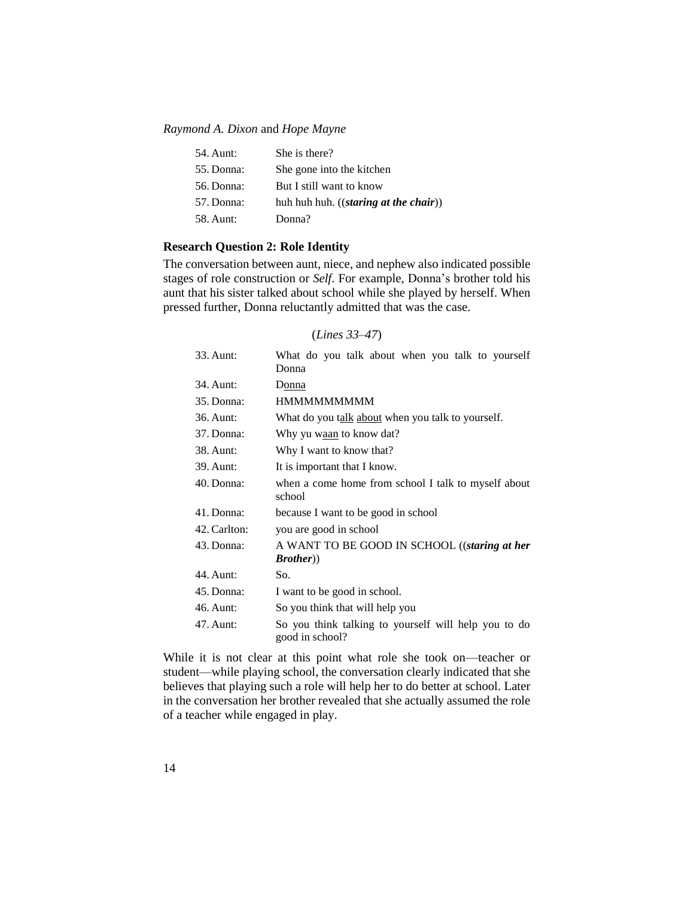| | |
|---|---|
| 54. Aunt: | She is there? |
| 55. Donna: | She gone into the kitchen |
| 56. Donna: | But I still want to know |
| 57. Donna: | huh huh huh. ((***staring at the chair***)) |
| 58. Aunt: | Donna? |

### Research Question 2: Role Identity

The conversation between aunt, niece, and nephew also indicated possible stages of role construction or *Self*. For example, Donna's brother told his aunt that his sister talked about school while she played by herself. When pressed further, Donna reluctantly admitted that was the case.

(*Lines 33–47*)

| | |
|---|---|
| 33. Aunt: | What do you talk about when you talk to yourself Donna |
| 34. Aunt: | D<u>onna</u> |
| 35. Donna: | HMMMMMMMMM |
| 36. Aunt: | What do you t<u>alk</u> <u>about</u> when you talk to yourself. |
| 37. Donna: | Why yu w<u>aan</u> to know dat? |
| 38. Aunt: | Why I want to know that? |
| 39. Aunt: | It is important that I know. |
| 40. Donna: | when a come home from school I talk to myself about school |
| 41. Donna: | because I want to be good in school |
| 42. Carlton: | you are good in school |
| 43. Donna: | A WANT TO BE GOOD IN SCHOOL ((***staring at her Brother***)) |
| 44. Aunt: | So. |
| 45. Donna: | I want to be good in school. |
| 46. Aunt: | So you think that will help you |
| 47. Aunt: | So you think talking to yourself will help you to do good in school? |

While it is not clear at this point what role she took on—teacher or student—while playing school, the conversation clearly indicated that she believes that playing such a role will help her to do better at school. Later in the conversation her brother revealed that she actually assumed the role of a teacher while engaged in play.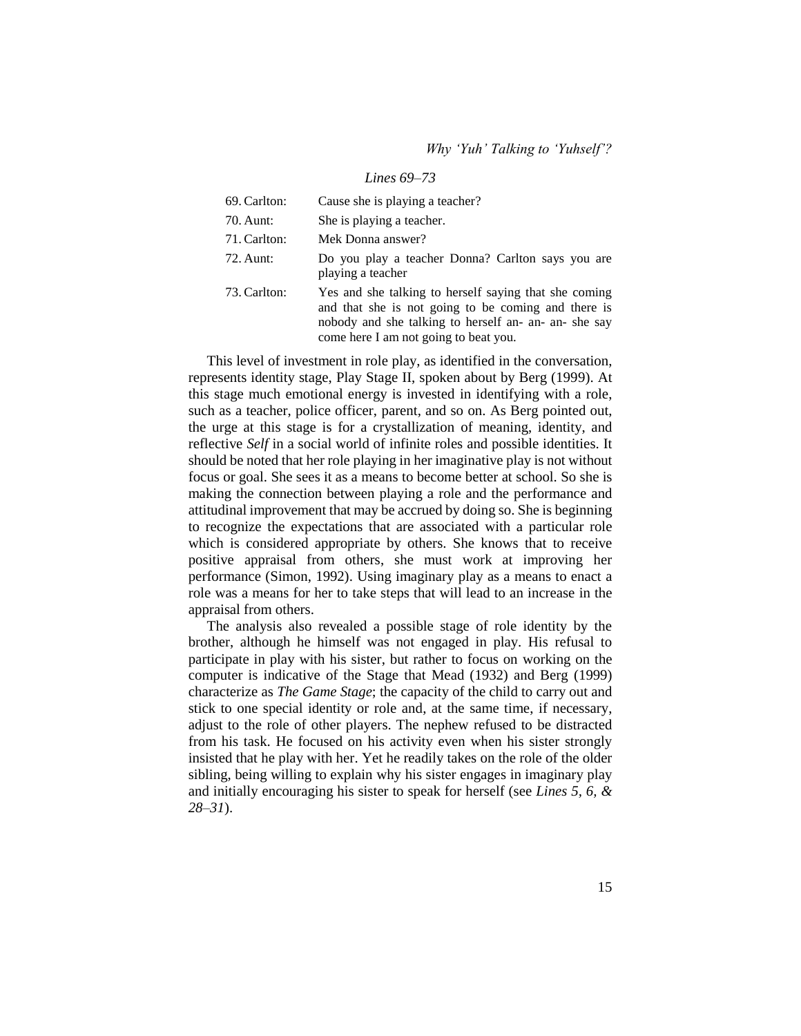*Lines 69–73*

| | |
|---|---|
| 69. Carlton: | Cause she is playing a teacher? |
| 70. Aunt: | She is playing a teacher. |
| 71. Carlton: | Mek Donna answer? |
| 72. Aunt: | Do you play a teacher Donna? Carlton says you are playing a teacher |
| 73. Carlton: | Yes and she talking to herself saying that she coming and that she is not going to be coming and there is nobody and she talking to herself an- an- an- she say come here I am not going to beat you. |

This level of investment in role play, as identified in the conversation, represents identity stage, Play Stage II, spoken about by Berg (1999). At this stage much emotional energy is invested in identifying with a role, such as a teacher, police officer, parent, and so on. As Berg pointed out, the urge at this stage is for a crystallization of meaning, identity, and reflective *Self* in a social world of infinite roles and possible identities. It should be noted that her role playing in her imaginative play is not without focus or goal. She sees it as a means to become better at school. So she is making the connection between playing a role and the performance and attitudinal improvement that may be accrued by doing so. She is beginning to recognize the expectations that are associated with a particular role which is considered appropriate by others. She knows that to receive positive appraisal from others, she must work at improving her performance (Simon, 1992). Using imaginary play as a means to enact a role was a means for her to take steps that will lead to an increase in the appraisal from others.

The analysis also revealed a possible stage of role identity by the brother, although he himself was not engaged in play. His refusal to participate in play with his sister, but rather to focus on working on the computer is indicative of the Stage that Mead (1932) and Berg (1999) characterize as *The Game Stage*; the capacity of the child to carry out and stick to one special identity or role and, at the same time, if necessary, adjust to the role of other players. The nephew refused to be distracted from his task. He focused on his activity even when his sister strongly insisted that he play with her. Yet he readily takes on the role of the older sibling, being willing to explain why his sister engages in imaginary play and initially encouraging his sister to speak for herself (see *Lines 5, 6, & 28–31*).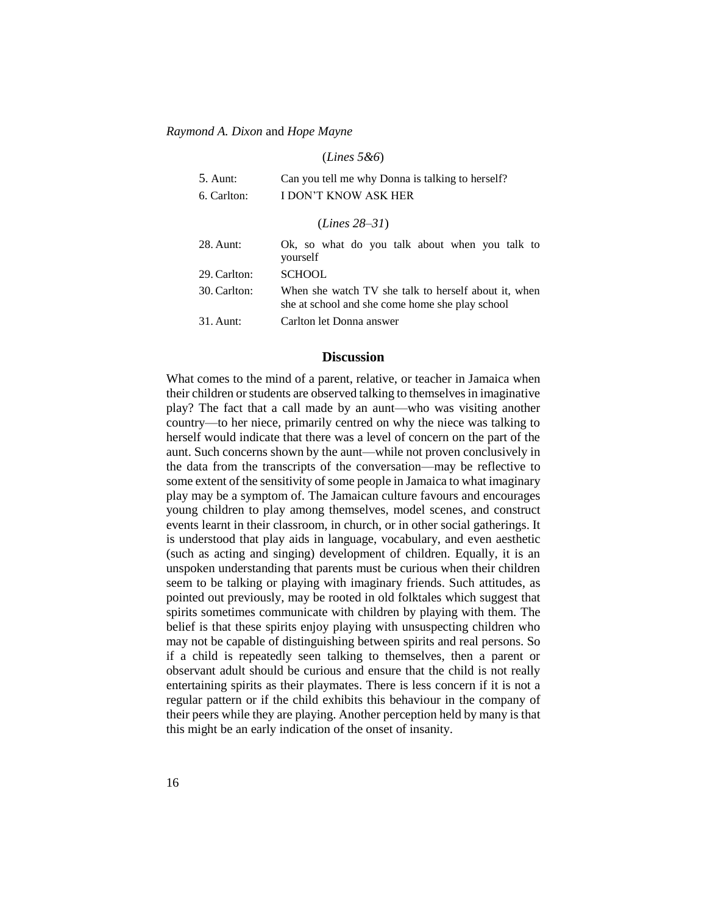(*Lines 5&6*)

| | |
|---|---|
| 5. Aunt: | Can you tell me why Donna is talking to herself? |
| 6. Carlton: | I DON'T KNOW ASK HER |

(*Lines 28–31*)

| | |
|---|---|
| 28. Aunt: | Ok, so what do you talk about when you talk to yourself |
| 29. Carlton: | SCHOOL |
| 30. Carlton: | When she watch TV she talk to herself about it, when she at school and she come home she play school |
| 31. Aunt: | Carlton let Donna answer |

## Discussion

What comes to the mind of a parent, relative, or teacher in Jamaica when their children or students are observed talking to themselves in imaginative play? The fact that a call made by an aunt—who was visiting another country—to her niece, primarily centred on why the niece was talking to herself would indicate that there was a level of concern on the part of the aunt. Such concerns shown by the aunt—while not proven conclusively in the data from the transcripts of the conversation—may be reflective to some extent of the sensitivity of some people in Jamaica to what imaginary play may be a symptom of. The Jamaican culture favours and encourages young children to play among themselves, model scenes, and construct events learnt in their classroom, in church, or in other social gatherings. It is understood that play aids in language, vocabulary, and even aesthetic (such as acting and singing) development of children. Equally, it is an unspoken understanding that parents must be curious when their children seem to be talking or playing with imaginary friends. Such attitudes, as pointed out previously, may be rooted in old folktales which suggest that spirits sometimes communicate with children by playing with them. The belief is that these spirits enjoy playing with unsuspecting children who may not be capable of distinguishing between spirits and real persons. So if a child is repeatedly seen talking to themselves, then a parent or observant adult should be curious and ensure that the child is not really entertaining spirits as their playmates. There is less concern if it is not a regular pattern or if the child exhibits this behaviour in the company of their peers while they are playing. Another perception held by many is that this might be an early indication of the onset of insanity.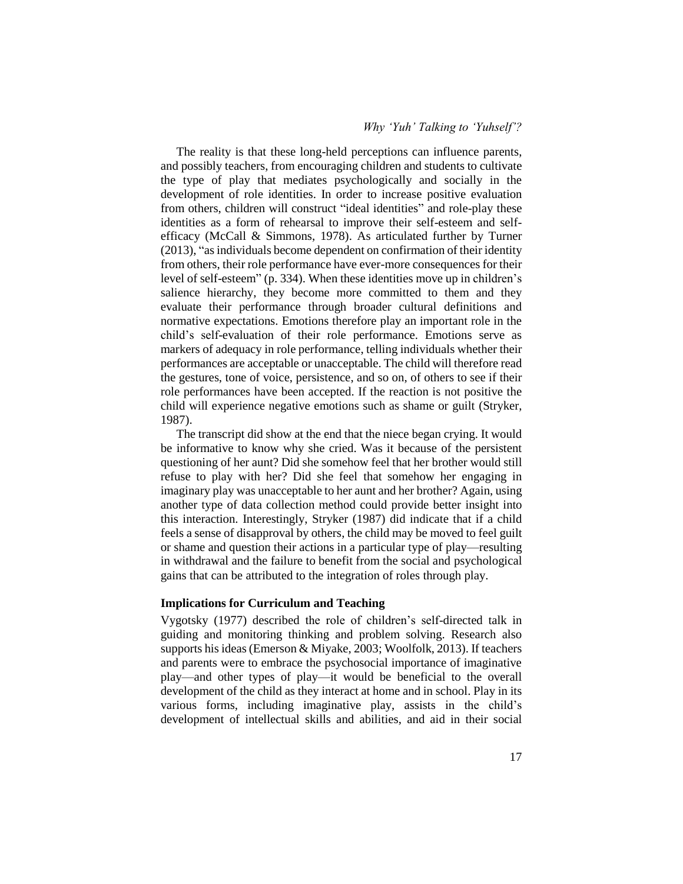The reality is that these long-held perceptions can influence parents, and possibly teachers, from encouraging children and students to cultivate the type of play that mediates psychologically and socially in the development of role identities. In order to increase positive evaluation from others, children will construct "ideal identities" and role-play these identities as a form of rehearsal to improve their self-esteem and self-efficacy (McCall & Simmons, 1978). As articulated further by Turner (2013), "as individuals become dependent on confirmation of their identity from others, their role performance have ever-more consequences for their level of self-esteem" (p. 334). When these identities move up in children's salience hierarchy, they become more committed to them and they evaluate their performance through broader cultural definitions and normative expectations. Emotions therefore play an important role in the child's self-evaluation of their role performance. Emotions serve as markers of adequacy in role performance, telling individuals whether their performances are acceptable or unacceptable. The child will therefore read the gestures, tone of voice, persistence, and so on, of others to see if their role performances have been accepted. If the reaction is not positive the child will experience negative emotions such as shame or guilt (Stryker, 1987).

The transcript did show at the end that the niece began crying. It would be informative to know why she cried. Was it because of the persistent questioning of her aunt? Did she somehow feel that her brother would still refuse to play with her? Did she feel that somehow her engaging in imaginary play was unacceptable to her aunt and her brother? Again, using another type of data collection method could provide better insight into this interaction. Interestingly, Stryker (1987) did indicate that if a child feels a sense of disapproval by others, the child may be moved to feel guilt or shame and question their actions in a particular type of play—resulting in withdrawal and the failure to benefit from the social and psychological gains that can be attributed to the integration of roles through play.

### Implications for Curriculum and Teaching

Vygotsky (1977) described the role of children's self-directed talk in guiding and monitoring thinking and problem solving. Research also supports his ideas (Emerson & Miyake, 2003; Woolfolk, 2013). If teachers and parents were to embrace the psychosocial importance of imaginative play—and other types of play—it would be beneficial to the overall development of the child as they interact at home and in school. Play in its various forms, including imaginative play, assists in the child's development of intellectual skills and abilities, and aid in their social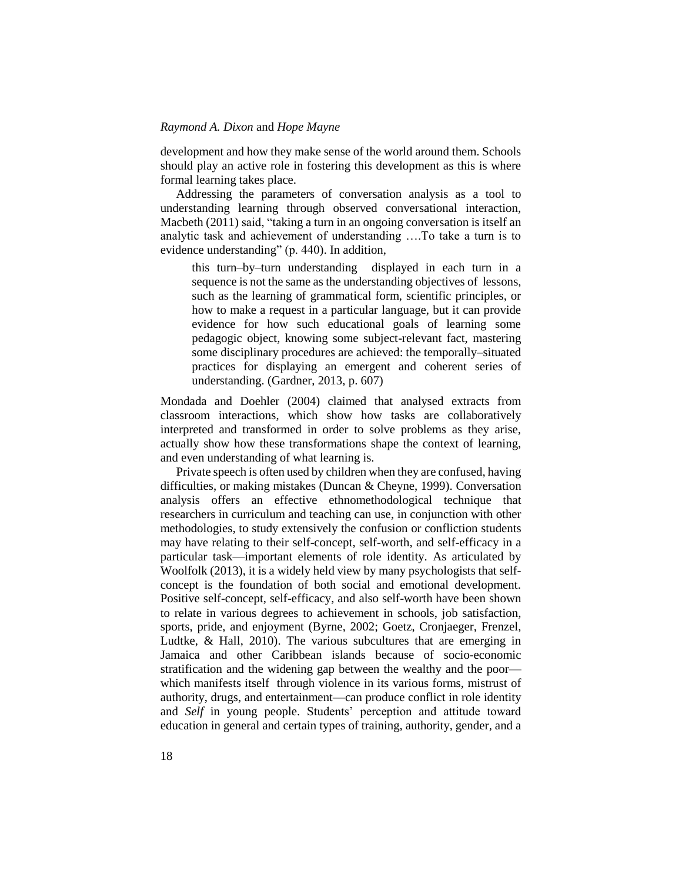development and how they make sense of the world around them. Schools should play an active role in fostering this development as this is where formal learning takes place.

Addressing the parameters of conversation analysis as a tool to understanding learning through observed conversational interaction, Macbeth (2011) said, "taking a turn in an ongoing conversation is itself an analytic task and achievement of understanding ….To take a turn is to evidence understanding" (p. 440). In addition,

> this turn–by–turn understanding displayed in each turn in a sequence is not the same as the understanding objectives of lessons, such as the learning of grammatical form, scientific principles, or how to make a request in a particular language, but it can provide evidence for how such educational goals of learning some pedagogic object, knowing some subject-relevant fact, mastering some disciplinary procedures are achieved: the temporally–situated practices for displaying an emergent and coherent series of understanding. (Gardner, 2013, p. 607)

Mondada and Doehler (2004) claimed that analysed extracts from classroom interactions, which show how tasks are collaboratively interpreted and transformed in order to solve problems as they arise, actually show how these transformations shape the context of learning, and even understanding of what learning is.

Private speech is often used by children when they are confused, having difficulties, or making mistakes (Duncan & Cheyne, 1999). Conversation analysis offers an effective ethnomethodological technique that researchers in curriculum and teaching can use, in conjunction with other methodologies, to study extensively the confusion or confliction students may have relating to their self-concept, self-worth, and self-efficacy in a particular task—important elements of role identity. As articulated by Woolfolk (2013), it is a widely held view by many psychologists that self-concept is the foundation of both social and emotional development. Positive self-concept, self-efficacy, and also self-worth have been shown to relate in various degrees to achievement in schools, job satisfaction, sports, pride, and enjoyment (Byrne, 2002; Goetz, Cronjaeger, Frenzel, Ludtke, & Hall, 2010). The various subcultures that are emerging in Jamaica and other Caribbean islands because of socio-economic stratification and the widening gap between the wealthy and the poor—which manifests itself through violence in its various forms, mistrust of authority, drugs, and entertainment—can produce conflict in role identity and *Self* in young people. Students' perception and attitude toward education in general and certain types of training, authority, gender, and a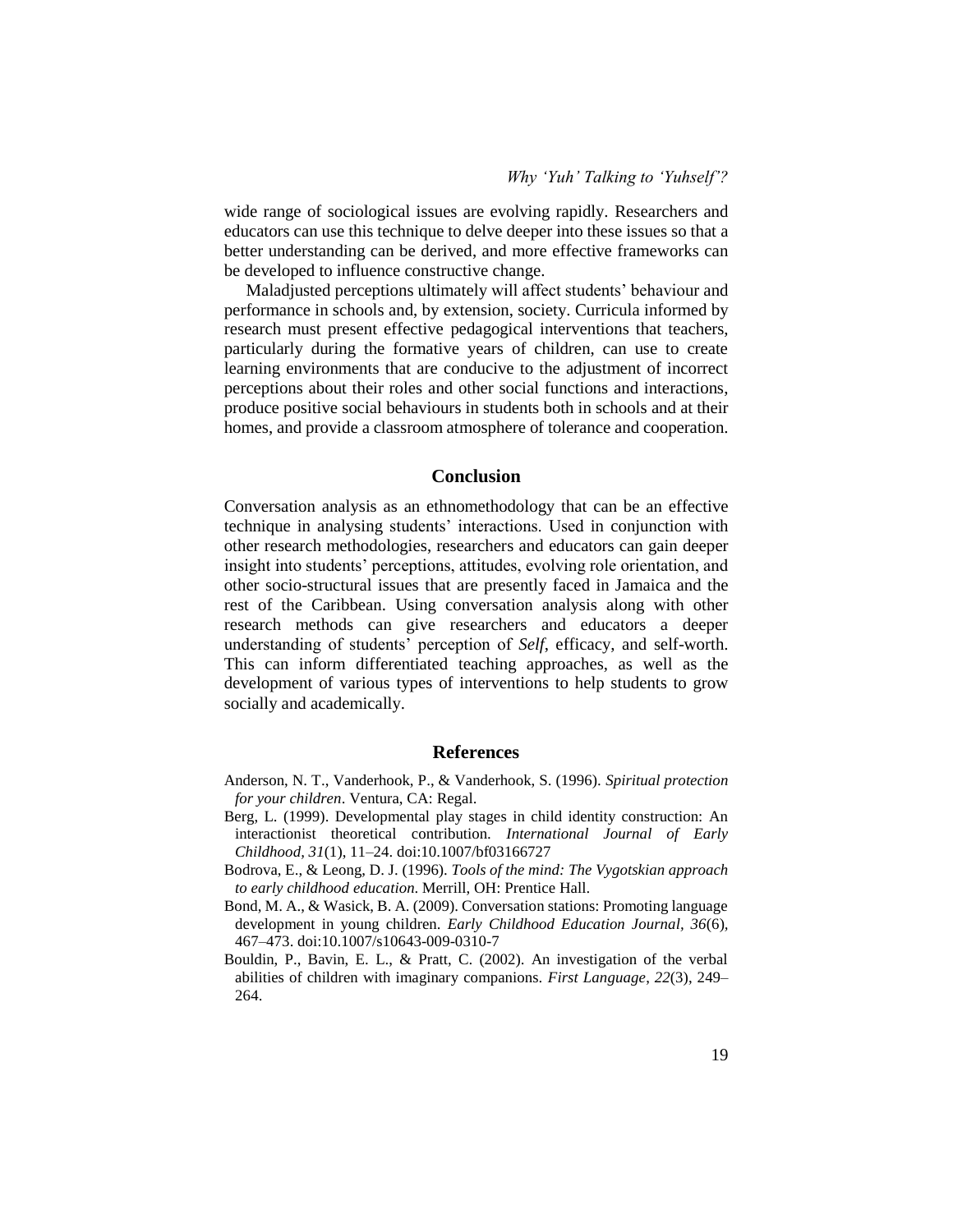wide range of sociological issues are evolving rapidly. Researchers and educators can use this technique to delve deeper into these issues so that a better understanding can be derived, and more effective frameworks can be developed to influence constructive change.

Maladjusted perceptions ultimately will affect students' behaviour and performance in schools and, by extension, society. Curricula informed by research must present effective pedagogical interventions that teachers, particularly during the formative years of children, can use to create learning environments that are conducive to the adjustment of incorrect perceptions about their roles and other social functions and interactions, produce positive social behaviours in students both in schools and at their homes, and provide a classroom atmosphere of tolerance and cooperation.

## Conclusion

Conversation analysis as an ethnomethodology that can be an effective technique in analysing students' interactions. Used in conjunction with other research methodologies, researchers and educators can gain deeper insight into students' perceptions, attitudes, evolving role orientation, and other socio-structural issues that are presently faced in Jamaica and the rest of the Caribbean. Using conversation analysis along with other research methods can give researchers and educators a deeper understanding of students' perception of *Self*, efficacy, and self-worth. This can inform differentiated teaching approaches, as well as the development of various types of interventions to help students to grow socially and academically.

## References

Anderson, N. T., Vanderhook, P., & Vanderhook, S. (1996). *Spiritual protection for your children*. Ventura, CA: Regal.

Berg, L. (1999). Developmental play stages in child identity construction: An interactionist theoretical contribution. *International Journal of Early Childhood, 31*(1), 11–24. doi:10.1007/bf03166727

Bodrova, E., & Leong, D. J. (1996). *Tools of the mind: The Vygotskian approach to early childhood education.* Merrill, OH: Prentice Hall.

Bond, M. A., & Wasick, B. A. (2009). Conversation stations: Promoting language development in young children. *Early Childhood Education Journal, 36*(6), 467–473. doi:10.1007/s10643-009-0310-7

Bouldin, P., Bavin, E. L., & Pratt, C. (2002). An investigation of the verbal abilities of children with imaginary companions. *First Language*, *22*(3), 249–264.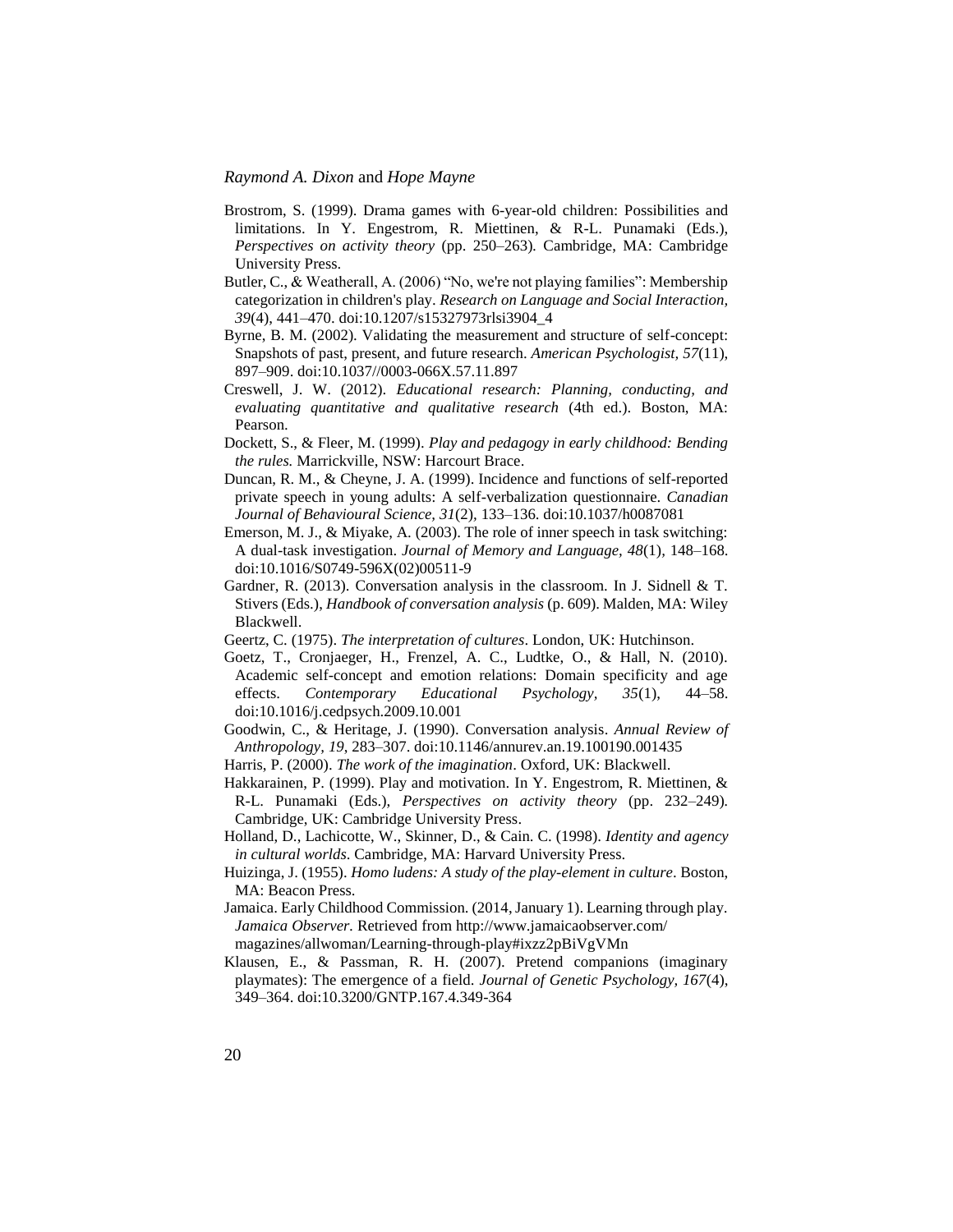Brostrom, S. (1999). Drama games with 6-year-old children: Possibilities and limitations. In Y. Engestrom, R. Miettinen, & R-L. Punamaki (Eds.), *Perspectives on activity theory* (pp. 250–263). Cambridge, MA: Cambridge University Press.

Butler, C., & Weatherall, A. (2006) "No, we're not playing families": Membership categorization in children's play. *Research on Language and Social Interaction, 39*(4), 441–470. doi:10.1207/s15327973rlsi3904_4

Byrne, B. M. (2002). Validating the measurement and structure of self-concept: Snapshots of past, present, and future research. *American Psychologist, 57*(11), 897–909. doi:10.1037//0003-066X.57.11.897

Creswell, J. W. (2012). *Educational research: Planning, conducting, and evaluating quantitative and qualitative research* (4th ed.). Boston, MA: Pearson.

Dockett, S., & Fleer, M. (1999). *Play and pedagogy in early childhood: Bending the rules.* Marrickville, NSW: Harcourt Brace.

Duncan, R. M., & Cheyne, J. A. (1999). Incidence and functions of self-reported private speech in young adults: A self-verbalization questionnaire. *Canadian Journal of Behavioural Science, 31*(2), 133–136. doi:10.1037/h0087081

Emerson, M. J., & Miyake, A. (2003). The role of inner speech in task switching: A dual-task investigation. *Journal of Memory and Language, 48*(1), 148–168. doi:10.1016/S0749-596X(02)00511-9

Gardner, R. (2013). Conversation analysis in the classroom. In J. Sidnell & T. Stivers (Eds.), *Handbook of conversation analysis* (p. 609). Malden, MA: Wiley Blackwell.

Geertz, C. (1975). *The interpretation of cultures*. London, UK: Hutchinson.

Goetz, T., Cronjaeger, H., Frenzel, A. C., Ludtke, O., & Hall, N. (2010). Academic self-concept and emotion relations: Domain specificity and age effects. *Contemporary Educational Psychology, 35*(1), 44–58. doi:10.1016/j.cedpsych.2009.10.001

Goodwin, C., & Heritage, J. (1990). Conversation analysis. *Annual Review of Anthropology, 19*, 283–307. doi:10.1146/annurev.an.19.100190.001435

Harris, P. (2000). *The work of the imagination*. Oxford, UK: Blackwell.

Hakkarainen, P. (1999). Play and motivation. In Y. Engestrom, R. Miettinen, & R-L. Punamaki (Eds.), *Perspectives on activity theory* (pp. 232–249). Cambridge, UK: Cambridge University Press.

Holland, D., Lachicotte, W., Skinner, D., & Cain. C. (1998). *Identity and agency in cultural worlds*. Cambridge, MA: Harvard University Press.

Huizinga, J. (1955). *Homo ludens: A study of the play-element in culture*. Boston, MA: Beacon Press.

Jamaica. Early Childhood Commission. (2014, January 1). Learning through play. *Jamaica Observer*. Retrieved from http://www.jamaicaobserver.com/magazines/allwoman/Learning-through-play#ixzz2pBiVgVMn

Klausen, E., & Passman, R. H. (2007). Pretend companions (imaginary playmates): The emergence of a field. *Journal of Genetic Psychology, 167*(4), 349–364. doi:10.3200/GNTP.167.4.349-364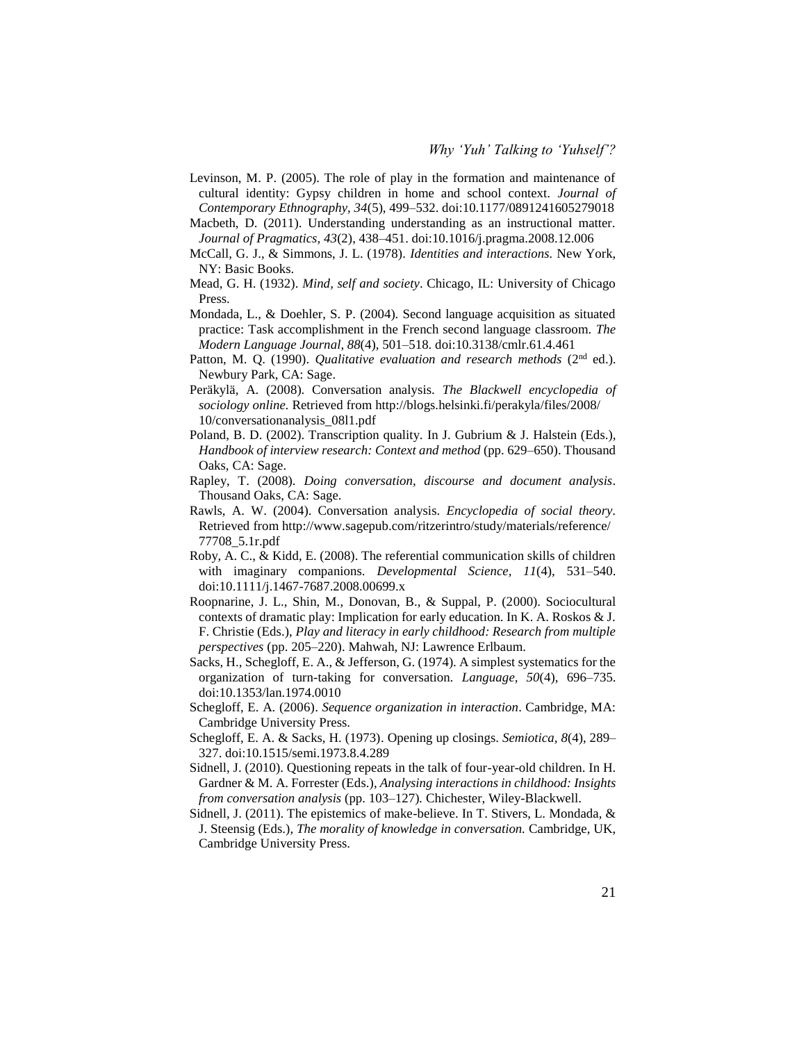Levinson, M. P. (2005). The role of play in the formation and maintenance of cultural identity: Gypsy children in home and school context. *Journal of Contemporary Ethnography, 34*(5), 499–532. doi:10.1177/0891241605279018

Macbeth, D. (2011). Understanding understanding as an instructional matter. *Journal of Pragmatics, 43*(2), 438–451. doi:10.1016/j.pragma.2008.12.006

McCall, G. J., & Simmons, J. L. (1978). *Identities and interactions.* New York, NY: Basic Books.

Mead, G. H. (1932). *Mind, self and society*. Chicago, IL: University of Chicago Press.

Mondada, L., & Doehler, S. P. (2004). Second language acquisition as situated practice: Task accomplishment in the French second language classroom. *The Modern Language Journal, 88*(4), 501–518. doi:10.3138/cmlr.61.4.461

Patton, M. Q. (1990). *Qualitative evaluation and research methods* (2nd ed.). Newbury Park, CA: Sage.

Peräkylä, A. (2008). Conversation analysis. *The Blackwell encyclopedia of sociology online.* Retrieved from http://blogs.helsinki.fi/perakyla/files/2008/10/conversationanalysis_08l1.pdf

Poland, B. D. (2002). Transcription quality. In J. Gubrium & J. Halstein (Eds.), *Handbook of interview research: Context and method* (pp. 629–650). Thousand Oaks, CA: Sage.

Rapley, T. (2008). *Doing conversation, discourse and document analysis*. Thousand Oaks, CA: Sage.

Rawls, A. W. (2004). Conversation analysis. *Encyclopedia of social theory*. Retrieved from http://www.sagepub.com/ritzerintro/study/materials/reference/77708_5.1r.pdf

Roby, A. C., & Kidd, E. (2008). The referential communication skills of children with imaginary companions. *Developmental Science, 11*(4), 531–540. doi:10.1111/j.1467-7687.2008.00699.x

Roopnarine, J. L., Shin, M., Donovan, B., & Suppal, P. (2000). Sociocultural contexts of dramatic play: Implication for early education. In K. A. Roskos & J. F. Christie (Eds.), *Play and literacy in early childhood: Research from multiple perspectives* (pp. 205–220). Mahwah, NJ: Lawrence Erlbaum.

Sacks, H., Schegloff, E. A., & Jefferson, G. (1974). A simplest systematics for the organization of turn-taking for conversation. *Language, 50*(4), 696–735. doi:10.1353/lan.1974.0010

Schegloff, E. A. (2006). *Sequence organization in interaction*. Cambridge, MA: Cambridge University Press.

Schegloff, E. A. & Sacks, H. (1973). Opening up closings. *Semiotica, 8*(4), 289–327. doi:10.1515/semi.1973.8.4.289

Sidnell, J. (2010). Questioning repeats in the talk of four-year-old children. In H. Gardner & M. A. Forrester (Eds.), *Analysing interactions in childhood: Insights from conversation analysis* (pp. 103–127)*.* Chichester, Wiley-Blackwell.

Sidnell, J. (2011). The epistemics of make-believe. In T. Stivers, L. Mondada, & J. Steensig (Eds.), *The morality of knowledge in conversation.* Cambridge, UK, Cambridge University Press.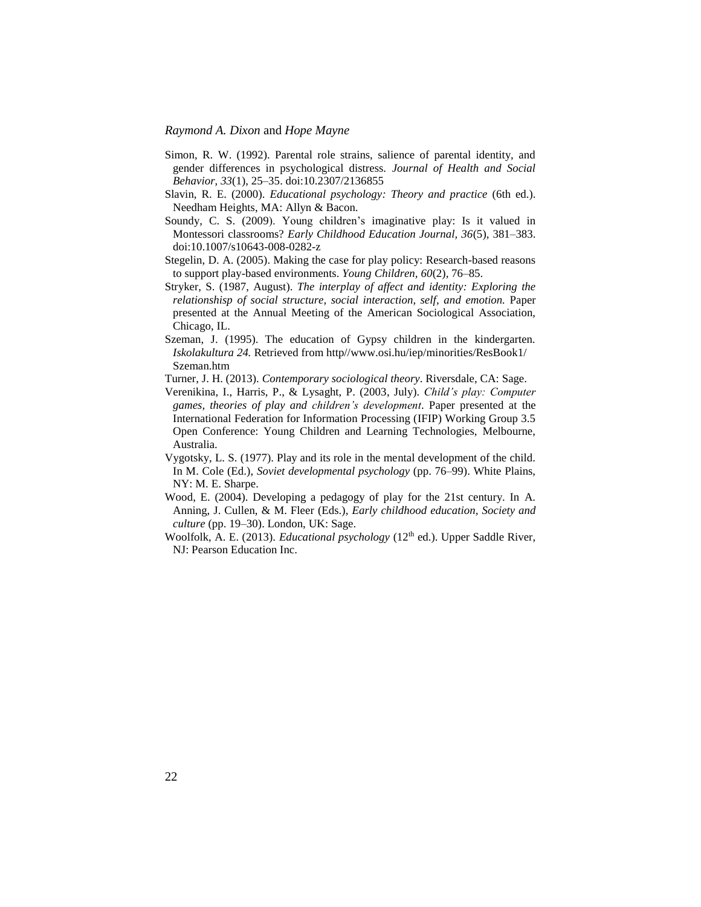Simon, R. W. (1992). Parental role strains, salience of parental identity, and gender differences in psychological distress. *Journal of Health and Social Behavior, 33*(1), 25–35. doi:10.2307/2136855

Slavin, R. E. (2000). *Educational psychology: Theory and practice* (6th ed.). Needham Heights, MA: Allyn & Bacon.

Soundy, C. S. (2009). Young children's imaginative play: Is it valued in Montessori classrooms? *Early Childhood Education Journal, 36*(5), 381–383. doi:10.1007/s10643-008-0282-z

Stegelin, D. A. (2005). Making the case for play policy: Research-based reasons to support play-based environments. *Young Children, 60*(2), 76–85.

Stryker, S. (1987, August). *The interplay of affect and identity: Exploring the relationship of social structure, social interaction, self, and emotion.* Paper presented at the Annual Meeting of the American Sociological Association, Chicago, IL.

Szeman, J. (1995). The education of Gypsy children in the kindergarten. *Iskolakultura 24.* Retrieved from http//www.osi.hu/iep/minorities/ResBook1/Szeman.htm

Turner, J. H. (2013). *Contemporary sociological theory*. Riversdale, CA: Sage.

Verenikina, I., Harris, P., & Lysaght, P. (2003, July). *Child's play: Computer games, theories of play and children's development*. Paper presented at the International Federation for Information Processing (IFIP) Working Group 3.5 Open Conference: Young Children and Learning Technologies, Melbourne, Australia.

Vygotsky, L. S. (1977). Play and its role in the mental development of the child. In M. Cole (Ed.), *Soviet developmental psychology* (pp. 76–99). White Plains, NY: M. E. Sharpe.

Wood, E. (2004). Developing a pedagogy of play for the 21st century. In A. Anning, J. Cullen, & M. Fleer (Eds.), *Early childhood education, Society and culture* (pp. 19–30). London, UK: Sage.

Woolfolk, A. E. (2013). *Educational psychology* (12th ed.). Upper Saddle River, NJ: Pearson Education Inc.